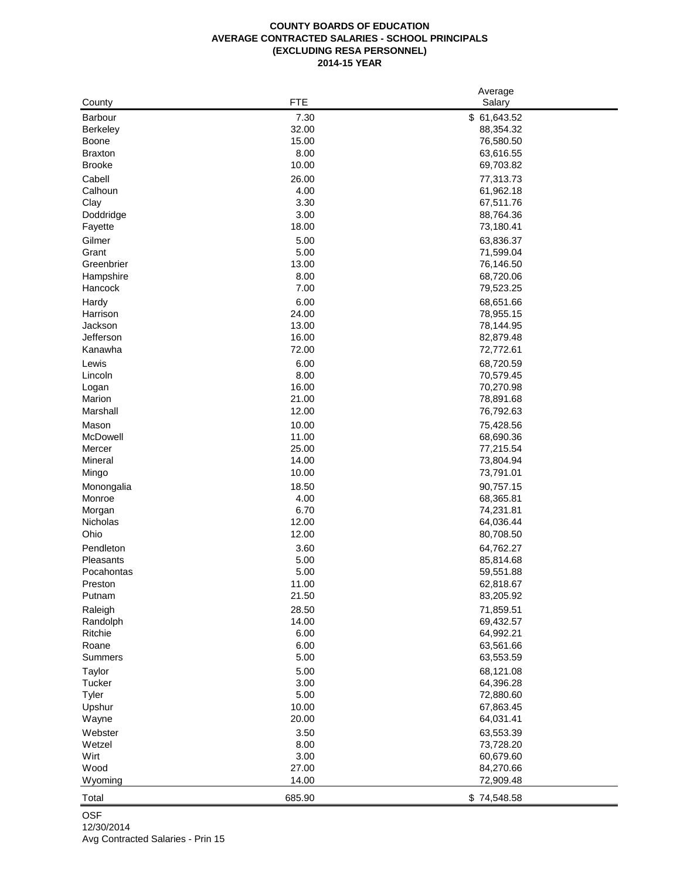# COUNTY BOARDS OF EDUCATION
## AVERAGE CONTRACTED SALARIES - SCHOOL PRINCIPALS
## (EXCLUDING RESA PERSONNEL)
## 2014-15 YEAR

| County | FTE | Average Salary |
|---|---|---|
| Barbour | 7.30 | $ 61,643.52 |
| Berkeley | 32.00 | 88,354.32 |
| Boone | 15.00 | 76,580.50 |
| Braxton | 8.00 | 63,616.55 |
| Brooke | 10.00 | 69,703.82 |
| Cabell | 26.00 | 77,313.73 |
| Calhoun | 4.00 | 61,962.18 |
| Clay | 3.30 | 67,511.76 |
| Doddridge | 3.00 | 88,764.36 |
| Fayette | 18.00 | 73,180.41 |
| Gilmer | 5.00 | 63,836.37 |
| Grant | 5.00 | 71,599.04 |
| Greenbrier | 13.00 | 76,146.50 |
| Hampshire | 8.00 | 68,720.06 |
| Hancock | 7.00 | 79,523.25 |
| Hardy | 6.00 | 68,651.66 |
| Harrison | 24.00 | 78,955.15 |
| Jackson | 13.00 | 78,144.95 |
| Jefferson | 16.00 | 82,879.48 |
| Kanawha | 72.00 | 72,772.61 |
| Lewis | 6.00 | 68,720.59 |
| Lincoln | 8.00 | 70,579.45 |
| Logan | 16.00 | 70,270.98 |
| Marion | 21.00 | 78,891.68 |
| Marshall | 12.00 | 76,792.63 |
| Mason | 10.00 | 75,428.56 |
| McDowell | 11.00 | 68,690.36 |
| Mercer | 25.00 | 77,215.54 |
| Mineral | 14.00 | 73,804.94 |
| Mingo | 10.00 | 73,791.01 |
| Monongalia | 18.50 | 90,757.15 |
| Monroe | 4.00 | 68,365.81 |
| Morgan | 6.70 | 74,231.81 |
| Nicholas | 12.00 | 64,036.44 |
| Ohio | 12.00 | 80,708.50 |
| Pendleton | 3.60 | 64,762.27 |
| Pleasants | 5.00 | 85,814.68 |
| Pocahontas | 5.00 | 59,551.88 |
| Preston | 11.00 | 62,818.67 |
| Putnam | 21.50 | 83,205.92 |
| Raleigh | 28.50 | 71,859.51 |
| Randolph | 14.00 | 69,432.57 |
| Ritchie | 6.00 | 64,992.21 |
| Roane | 6.00 | 63,561.66 |
| Summers | 5.00 | 63,553.59 |
| Taylor | 5.00 | 68,121.08 |
| Tucker | 3.00 | 64,396.28 |
| Tyler | 5.00 | 72,880.60 |
| Upshur | 10.00 | 67,863.45 |
| Wayne | 20.00 | 64,031.41 |
| Webster | 3.50 | 63,553.39 |
| Wetzel | 8.00 | 73,728.20 |
| Wirt | 3.00 | 60,679.60 |
| Wood | 27.00 | 84,270.66 |
| Wyoming | 14.00 | 72,909.48 |
| Total | 685.90 | $ 74,548.58 |

OSF
12/30/2014
Avg Contracted Salaries - Prin 15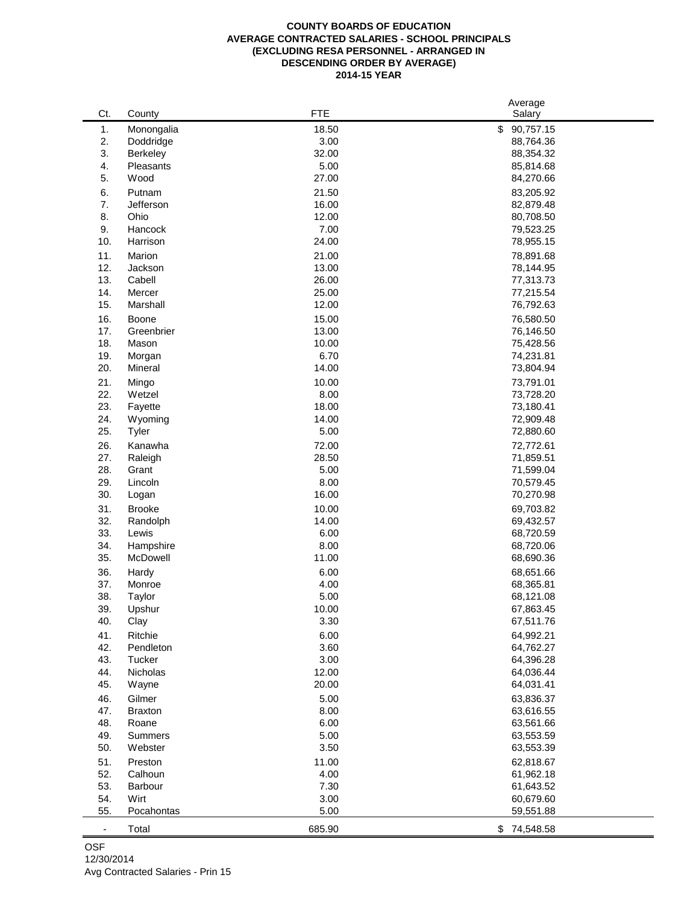**COUNTY BOARDS OF EDUCATION**
**AVERAGE CONTRACTED SALARIES - SCHOOL PRINCIPALS**
**(EXCLUDING RESA PERSONNEL - ARRANGED IN DESCENDING ORDER BY AVERAGE)**
**2014-15 YEAR**

| Ct. | County | FTE | Average Salary |
|---|---|---|---|
| 1. | Monongalia | 18.50 | $ 90,757.15 |
| 2. | Doddridge | 3.00 | 88,764.36 |
| 3. | Berkeley | 32.00 | 88,354.32 |
| 4. | Pleasants | 5.00 | 85,814.68 |
| 5. | Wood | 27.00 | 84,270.66 |
| 6. | Putnam | 21.50 | 83,205.92 |
| 7. | Jefferson | 16.00 | 82,879.48 |
| 8. | Ohio | 12.00 | 80,708.50 |
| 9. | Hancock | 7.00 | 79,523.25 |
| 10. | Harrison | 24.00 | 78,955.15 |
| 11. | Marion | 21.00 | 78,891.68 |
| 12. | Jackson | 13.00 | 78,144.95 |
| 13. | Cabell | 26.00 | 77,313.73 |
| 14. | Mercer | 25.00 | 77,215.54 |
| 15. | Marshall | 12.00 | 76,792.63 |
| 16. | Boone | 15.00 | 76,580.50 |
| 17. | Greenbrier | 13.00 | 76,146.50 |
| 18. | Mason | 10.00 | 75,428.56 |
| 19. | Morgan | 6.70 | 74,231.81 |
| 20. | Mineral | 14.00 | 73,804.94 |
| 21. | Mingo | 10.00 | 73,791.01 |
| 22. | Wetzel | 8.00 | 73,728.20 |
| 23. | Fayette | 18.00 | 73,180.41 |
| 24. | Wyoming | 14.00 | 72,909.48 |
| 25. | Tyler | 5.00 | 72,880.60 |
| 26. | Kanawha | 72.00 | 72,772.61 |
| 27. | Raleigh | 28.50 | 71,859.51 |
| 28. | Grant | 5.00 | 71,599.04 |
| 29. | Lincoln | 8.00 | 70,579.45 |
| 30. | Logan | 16.00 | 70,270.98 |
| 31. | Brooke | 10.00 | 69,703.82 |
| 32. | Randolph | 14.00 | 69,432.57 |
| 33. | Lewis | 6.00 | 68,720.59 |
| 34. | Hampshire | 8.00 | 68,720.06 |
| 35. | McDowell | 11.00 | 68,690.36 |
| 36. | Hardy | 6.00 | 68,651.66 |
| 37. | Monroe | 4.00 | 68,365.81 |
| 38. | Taylor | 5.00 | 68,121.08 |
| 39. | Upshur | 10.00 | 67,863.45 |
| 40. | Clay | 3.30 | 67,511.76 |
| 41. | Ritchie | 6.00 | 64,992.21 |
| 42. | Pendleton | 3.60 | 64,762.27 |
| 43. | Tucker | 3.00 | 64,396.28 |
| 44. | Nicholas | 12.00 | 64,036.44 |
| 45. | Wayne | 20.00 | 64,031.41 |
| 46. | Gilmer | 5.00 | 63,836.37 |
| 47. | Braxton | 8.00 | 63,616.55 |
| 48. | Roane | 6.00 | 63,561.66 |
| 49. | Summers | 5.00 | 63,553.59 |
| 50. | Webster | 3.50 | 63,553.39 |
| 51. | Preston | 11.00 | 62,818.67 |
| 52. | Calhoun | 4.00 | 61,962.18 |
| 53. | Barbour | 7.30 | 61,643.52 |
| 54. | Wirt | 3.00 | 60,679.60 |
| 55. | Pocahontas | 5.00 | 59,551.88 |
| - | Total | 685.90 | $ 74,548.58 |

OSF
12/30/2014
Avg Contracted Salaries - Prin 15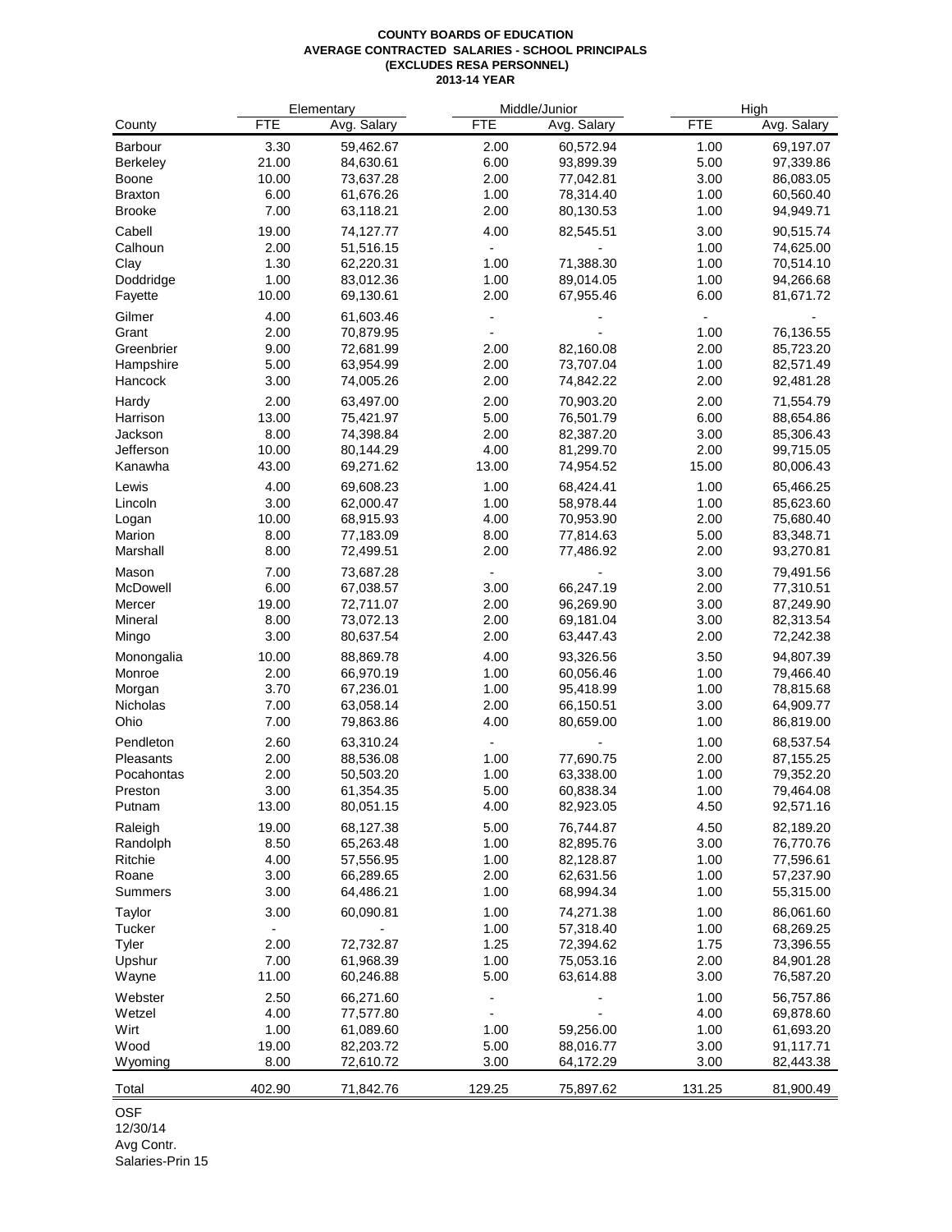**COUNTY BOARDS OF EDUCATION**
**AVERAGE CONTRACTED SALARIES - SCHOOL PRINCIPALS**
**(EXCLUDES RESA PERSONNEL)**
**2013-14 YEAR**

| | Elementary | | Middle/Junior | | High | |
|---|---|---|---|---|---|---|
| County | FTE | Avg. Salary | FTE | Avg. Salary | FTE | Avg. Salary |
| Barbour | 3.30 | 59,462.67 | 2.00 | 60,572.94 | 1.00 | 69,197.07 |
| Berkeley | 21.00 | 84,630.61 | 6.00 | 93,899.39 | 5.00 | 97,339.86 |
| Boone | 10.00 | 73,637.28 | 2.00 | 77,042.81 | 3.00 | 86,083.05 |
| Braxton | 6.00 | 61,676.26 | 1.00 | 78,314.40 | 1.00 | 60,560.40 |
| Brooke | 7.00 | 63,118.21 | 2.00 | 80,130.53 | 1.00 | 94,949.71 |
| Cabell | 19.00 | 74,127.77 | 4.00 | 82,545.51 | 3.00 | 90,515.74 |
| Calhoun | 2.00 | 51,516.15 | - | - | 1.00 | 74,625.00 |
| Clay | 1.30 | 62,220.31 | 1.00 | 71,388.30 | 1.00 | 70,514.10 |
| Doddridge | 1.00 | 83,012.36 | 1.00 | 89,014.05 | 1.00 | 94,266.68 |
| Fayette | 10.00 | 69,130.61 | 2.00 | 67,955.46 | 6.00 | 81,671.72 |
| Gilmer | 4.00 | 61,603.46 | - | - | - | - |
| Grant | 2.00 | 70,879.95 | - | - | 1.00 | 76,136.55 |
| Greenbrier | 9.00 | 72,681.99 | 2.00 | 82,160.08 | 2.00 | 85,723.20 |
| Hampshire | 5.00 | 63,954.99 | 2.00 | 73,707.04 | 1.00 | 82,571.49 |
| Hancock | 3.00 | 74,005.26 | 2.00 | 74,842.22 | 2.00 | 92,481.28 |
| Hardy | 2.00 | 63,497.00 | 2.00 | 70,903.20 | 2.00 | 71,554.79 |
| Harrison | 13.00 | 75,421.97 | 5.00 | 76,501.79 | 6.00 | 88,654.86 |
| Jackson | 8.00 | 74,398.84 | 2.00 | 82,387.20 | 3.00 | 85,306.43 |
| Jefferson | 10.00 | 80,144.29 | 4.00 | 81,299.70 | 2.00 | 99,715.05 |
| Kanawha | 43.00 | 69,271.62 | 13.00 | 74,954.52 | 15.00 | 80,006.43 |
| Lewis | 4.00 | 69,608.23 | 1.00 | 68,424.41 | 1.00 | 65,466.25 |
| Lincoln | 3.00 | 62,000.47 | 1.00 | 58,978.44 | 1.00 | 85,623.60 |
| Logan | 10.00 | 68,915.93 | 4.00 | 70,953.90 | 2.00 | 75,680.40 |
| Marion | 8.00 | 77,183.09 | 8.00 | 77,814.63 | 5.00 | 83,348.71 |
| Marshall | 8.00 | 72,499.51 | 2.00 | 77,486.92 | 2.00 | 93,270.81 |
| Mason | 7.00 | 73,687.28 | - | - | 3.00 | 79,491.56 |
| McDowell | 6.00 | 67,038.57 | 3.00 | 66,247.19 | 2.00 | 77,310.51 |
| Mercer | 19.00 | 72,711.07 | 2.00 | 96,269.90 | 3.00 | 87,249.90 |
| Mineral | 8.00 | 73,072.13 | 2.00 | 69,181.04 | 3.00 | 82,313.54 |
| Mingo | 3.00 | 80,637.54 | 2.00 | 63,447.43 | 2.00 | 72,242.38 |
| Monongalia | 10.00 | 88,869.78 | 4.00 | 93,326.56 | 3.50 | 94,807.39 |
| Monroe | 2.00 | 66,970.19 | 1.00 | 60,056.46 | 1.00 | 79,466.40 |
| Morgan | 3.70 | 67,236.01 | 1.00 | 95,418.99 | 1.00 | 78,815.68 |
| Nicholas | 7.00 | 63,058.14 | 2.00 | 66,150.51 | 3.00 | 64,909.77 |
| Ohio | 7.00 | 79,863.86 | 4.00 | 80,659.00 | 1.00 | 86,819.00 |
| Pendleton | 2.60 | 63,310.24 | - | - | 1.00 | 68,537.54 |
| Pleasants | 2.00 | 88,536.08 | 1.00 | 77,690.75 | 2.00 | 87,155.25 |
| Pocahontas | 2.00 | 50,503.20 | 1.00 | 63,338.00 | 1.00 | 79,352.20 |
| Preston | 3.00 | 61,354.35 | 5.00 | 60,838.34 | 1.00 | 79,464.08 |
| Putnam | 13.00 | 80,051.15 | 4.00 | 82,923.05 | 4.50 | 92,571.16 |
| Raleigh | 19.00 | 68,127.38 | 5.00 | 76,744.87 | 4.50 | 82,189.20 |
| Randolph | 8.50 | 65,263.48 | 1.00 | 82,895.76 | 3.00 | 76,770.76 |
| Ritchie | 4.00 | 57,556.95 | 1.00 | 82,128.87 | 1.00 | 77,596.61 |
| Roane | 3.00 | 66,289.65 | 2.00 | 62,631.56 | 1.00 | 57,237.90 |
| Summers | 3.00 | 64,486.21 | 1.00 | 68,994.34 | 1.00 | 55,315.00 |
| Taylor | 3.00 | 60,090.81 | 1.00 | 74,271.38 | 1.00 | 86,061.60 |
| Tucker | - | - | 1.00 | 57,318.40 | 1.00 | 68,269.25 |
| Tyler | 2.00 | 72,732.87 | 1.25 | 72,394.62 | 1.75 | 73,396.55 |
| Upshur | 7.00 | 61,968.39 | 1.00 | 75,053.16 | 2.00 | 84,901.28 |
| Wayne | 11.00 | 60,246.88 | 5.00 | 63,614.88 | 3.00 | 76,587.20 |
| Webster | 2.50 | 66,271.60 | - | - | 1.00 | 56,757.86 |
| Wetzel | 4.00 | 77,577.80 | - | - | 4.00 | 69,878.60 |
| Wirt | 1.00 | 61,089.60 | 1.00 | 59,256.00 | 1.00 | 61,693.20 |
| Wood | 19.00 | 82,203.72 | 5.00 | 88,016.77 | 3.00 | 91,117.71 |
| Wyoming | 8.00 | 72,610.72 | 3.00 | 64,172.29 | 3.00 | 82,443.38 |
| Total | 402.90 | 71,842.76 | 129.25 | 75,897.62 | 131.25 | 81,900.49 |

OSF
12/30/14
Avg Contr.
Salaries-Prin 15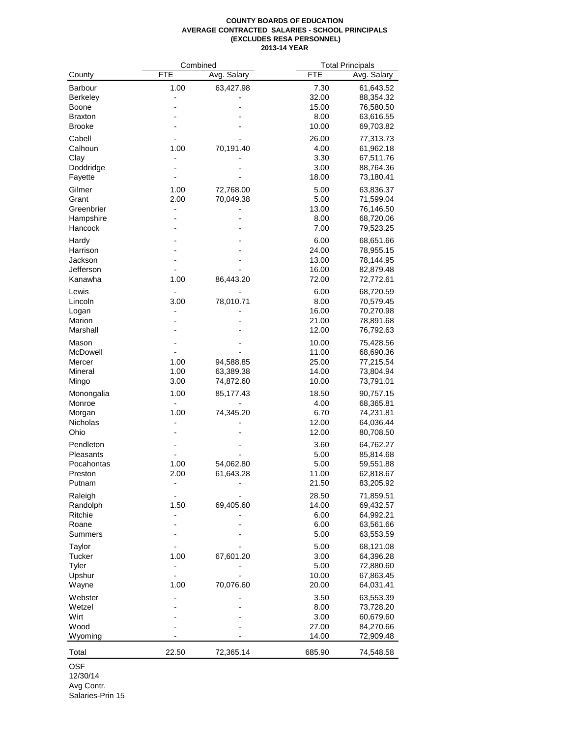**COUNTY BOARDS OF EDUCATION**
**AVERAGE CONTRACTED SALARIES - SCHOOL PRINCIPALS**
**(EXCLUDES RESA PERSONNEL)**
**2013-14 YEAR**

| | Combined | | Total Principals | |
|---|---|---|---|---|
| County | FTE | Avg. Salary | FTE | Avg. Salary |
| Barbour | 1.00 | 63,427.98 | 7.30 | 61,643.52 |
| Berkeley | - | - | 32.00 | 88,354.32 |
| Boone | - | - | 15.00 | 76,580.50 |
| Braxton | - | - | 8.00 | 63,616.55 |
| Brooke | - | - | 10.00 | 69,703.82 |
| Cabell | - | - | 26.00 | 77,313.73 |
| Calhoun | 1.00 | 70,191.40 | 4.00 | 61,962.18 |
| Clay | - | - | 3.30 | 67,511.76 |
| Doddridge | - | - | 3.00 | 88,764.36 |
| Fayette | - | - | 18.00 | 73,180.41 |
| Gilmer | 1.00 | 72,768.00 | 5.00 | 63,836.37 |
| Grant | 2.00 | 70,049.38 | 5.00 | 71,599.04 |
| Greenbrier | - | - | 13.00 | 76,146.50 |
| Hampshire | - | - | 8.00 | 68,720.06 |
| Hancock | - | - | 7.00 | 79,523.25 |
| Hardy | - | - | 6.00 | 68,651.66 |
| Harrison | - | - | 24.00 | 78,955.15 |
| Jackson | - | - | 13.00 | 78,144.95 |
| Jefferson | - | - | 16.00 | 82,879.48 |
| Kanawha | 1.00 | 86,443.20 | 72.00 | 72,772.61 |
| Lewis | - | - | 6.00 | 68,720.59 |
| Lincoln | 3.00 | 78,010.71 | 8.00 | 70,579.45 |
| Logan | - | - | 16.00 | 70,270.98 |
| Marion | - | - | 21.00 | 78,891.68 |
| Marshall | - | - | 12.00 | 76,792.63 |
| Mason | - | - | 10.00 | 75,428.56 |
| McDowell | - | - | 11.00 | 68,690.36 |
| Mercer | 1.00 | 94,588.85 | 25.00 | 77,215.54 |
| Mineral | 1.00 | 63,389.38 | 14.00 | 73,804.94 |
| Mingo | 3.00 | 74,872.60 | 10.00 | 73,791.01 |
| Monongalia | 1.00 | 85,177.43 | 18.50 | 90,757.15 |
| Monroe | - | - | 4.00 | 68,365.81 |
| Morgan | 1.00 | 74,345.20 | 6.70 | 74,231.81 |
| Nicholas | - | - | 12.00 | 64,036.44 |
| Ohio | - | - | 12.00 | 80,708.50 |
| Pendleton | - | - | 3.60 | 64,762.27 |
| Pleasants | - | - | 5.00 | 85,814.68 |
| Pocahontas | 1.00 | 54,062.80 | 5.00 | 59,551.88 |
| Preston | 2.00 | 61,643.28 | 11.00 | 62,818.67 |
| Putnam | - | - | 21.50 | 83,205.92 |
| Raleigh | - | - | 28.50 | 71,859.51 |
| Randolph | 1.50 | 69,405.60 | 14.00 | 69,432.57 |
| Ritchie | - | - | 6.00 | 64,992.21 |
| Roane | - | - | 6.00 | 63,561.66 |
| Summers | - | - | 5.00 | 63,553.59 |
| Taylor | - | - | 5.00 | 68,121.08 |
| Tucker | 1.00 | 67,601.20 | 3.00 | 64,396.28 |
| Tyler | - | - | 5.00 | 72,880.60 |
| Upshur | - | - | 10.00 | 67,863.45 |
| Wayne | 1.00 | 70,076.60 | 20.00 | 64,031.41 |
| Webster | - | - | 3.50 | 63,553.39 |
| Wetzel | - | - | 8.00 | 73,728.20 |
| Wirt | - | - | 3.00 | 60,679.60 |
| Wood | - | - | 27.00 | 84,270.66 |
| Wyoming | - | - | 14.00 | 72,909.48 |
| Total | 22.50 | 72,365.14 | 685.90 | 74,548.58 |

OSF
12/30/14
Avg Contr.
Salaries-Prin 15